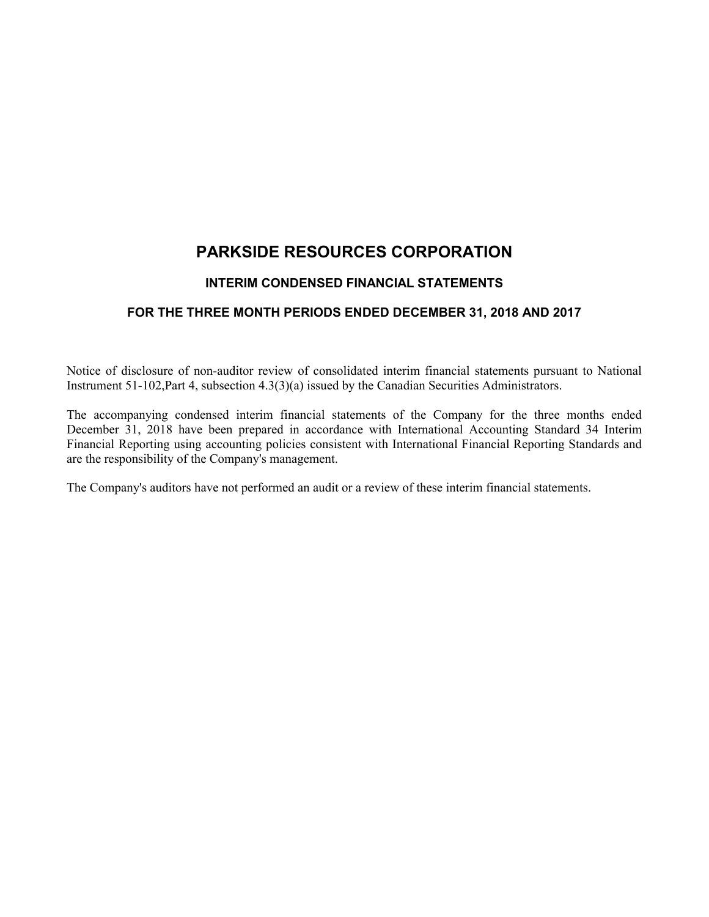# PARKSIDE RESOURCES CORPORATION

## INTERIM CONDENSED FINANCIAL STATEMENTS

## FOR THE THREE MONTH PERIODS ENDED DECEMBER 31, 2018 AND 2017

Notice of disclosure of non-auditor review of consolidated interim financial statements pursuant to National Instrument 51-102,Part 4, subsection 4.3(3)(a) issued by the Canadian Securities Administrators.

The accompanying condensed interim financial statements of the Company for the three months ended December 31, 2018 have been prepared in accordance with International Accounting Standard 34 Interim Financial Reporting using accounting policies consistent with International Financial Reporting Standards and are the responsibility of the Company's management.

The Company's auditors have not performed an audit or a review of these interim financial statements.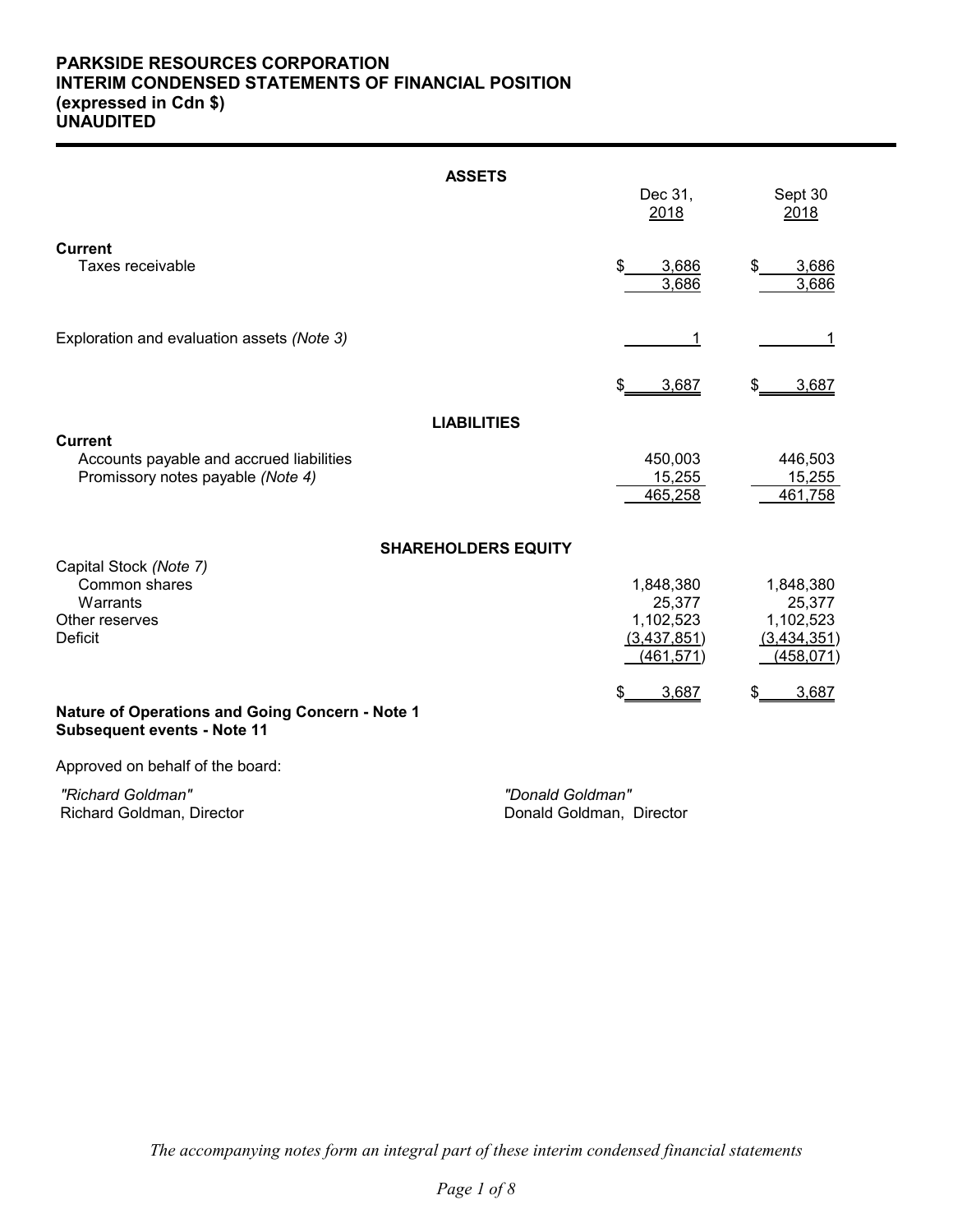# PARKSIDE RESOURCES CORPORATION
## INTERIM CONDENSED STATEMENTS OF FINANCIAL POSITION
**(expressed in Cdn $)**
**UNAUDITED**

| | Dec 31, 2018 | Sept 30 2018 |
|---|---|---|
| **ASSETS** | | |
| **Current** | | |
| Taxes receivable | $ 3,686 | $ 3,686 |
| | 3,686 | 3,686 |
| Exploration and evaluation assets *(Note 3)* | 1 | 1 |
| | $ 3,687 | $ 3,687 |
| **LIABILITIES** | | |
| **Current** | | |
| Accounts payable and accrued liabilities | 450,003 | 446,503 |
| Promissory notes payable *(Note 4)* | 15,255 | 15,255 |
| | 465,258 | 461,758 |
| **SHAREHOLDERS EQUITY** | | |
| Capital Stock *(Note 7)* | | |
| Common shares | 1,848,380 | 1,848,380 |
| Warrants | 25,377 | 25,377 |
| Other reserves | 1,102,523 | 1,102,523 |
| Deficit | (3,437,851) | (3,434,351) |
| | (461,571) | (458,071) |
| | $ 3,687 | $ 3,687 |

**Nature of Operations and Going Concern - Note 1**
**Subsequent events - Note 11**

Approved on behalf of the board:

*"Richard Goldman"*
Richard Goldman, Director

*"Donald Goldman"*
Donald Goldman, Director

*The accompanying notes form an integral part of these interim condensed financial statements*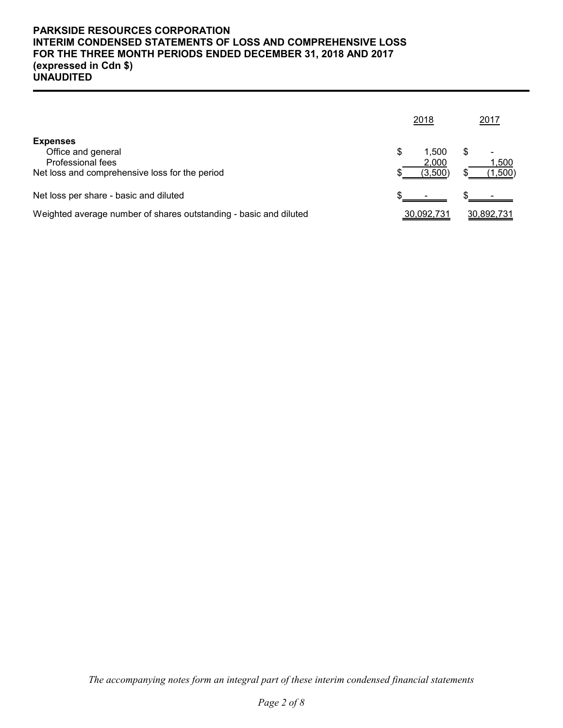**PARKSIDE RESOURCES CORPORATION**
**INTERIM CONDENSED STATEMENTS OF LOSS AND COMPREHENSIVE LOSS**
**FOR THE THREE MONTH PERIODS ENDED DECEMBER 31, 2018 AND 2017**
**(expressed in Cdn $)**
**UNAUDITED**

| | 2018 | 2017 |
|---|---|---|
| **Expenses** | | |
| Office and general | $ 1,500 | $ - |
| Professional fees | 2,000 | 1,500 |
| Net loss and comprehensive loss for the period | $ (3,500) | $ (1,500) |
| Net loss per share - basic and diluted | $ - | $ - |
| Weighted average number of shares outstanding - basic and diluted | 30,092,731 | 30,892,731 |

*The accompanying notes form an integral part of these interim condensed financial statements*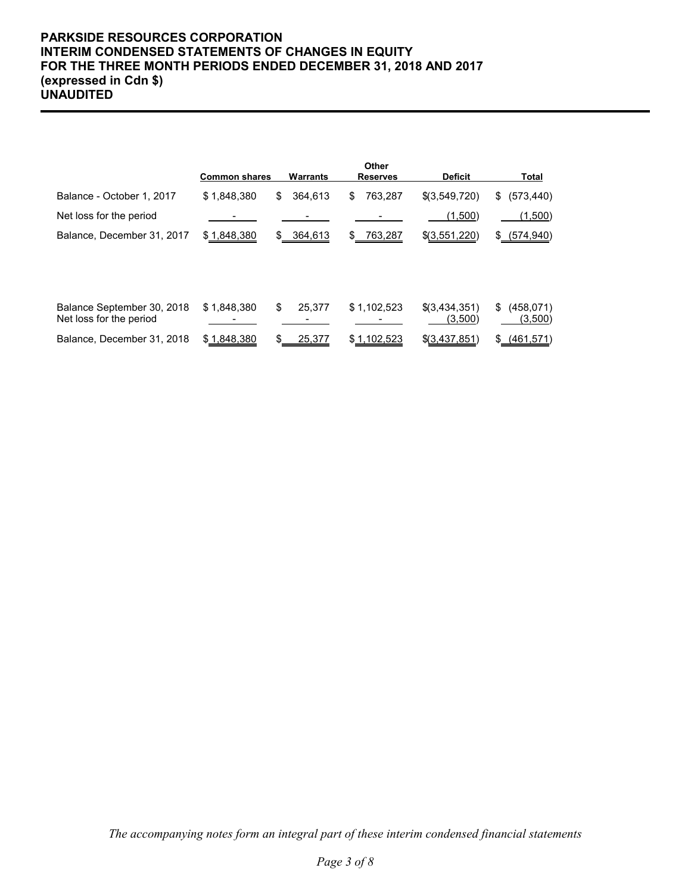# PARKSIDE RESOURCES CORPORATION
## INTERIM CONDENSED STATEMENTS OF CHANGES IN EQUITY
## FOR THE THREE MONTH PERIODS ENDED DECEMBER 31, 2018 AND 2017
## (expressed in Cdn $)
## UNAUDITED

| | Common shares | Warrants | Other Reserves | Deficit | Total |
|---|---|---|---|---|---|
| Balance - October 1, 2017 | $ 1,848,380 | $ 364,613 | $ 763,287 | $(3,549,720) | $ (573,440) |
| Net loss for the period | - | - | - | (1,500) | (1,500) |
| Balance, December 31, 2017 | $ 1,848,380 | $ 364,613 | $ 763,287 | $(3,551,220) | $ (574,940) |
| | | | | | |
| Balance September 30, 2018 | $ 1,848,380 | $ 25,377 | $ 1,102,523 | $(3,434,351) | $ (458,071) |
| Net loss for the period | - | - | - | (3,500) | (3,500) |
| Balance, December 31, 2018 | $ 1,848,380 | $ 25,377 | $ 1,102,523 | $(3,437,851) | $ (461,571) |

*The accompanying notes form an integral part of these interim condensed financial statements*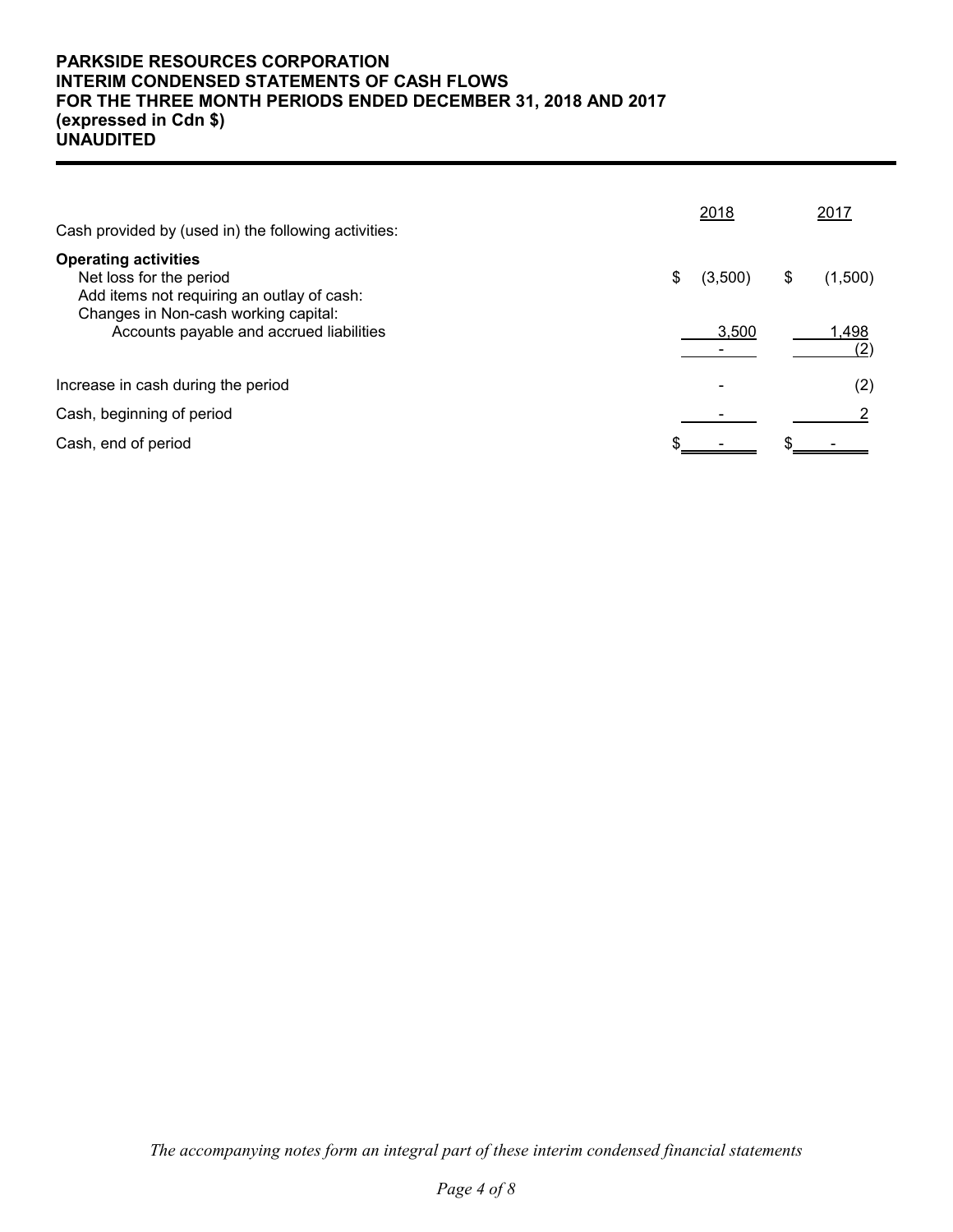**PARKSIDE RESOURCES CORPORATION**
**INTERIM CONDENSED STATEMENTS OF CASH FLOWS**
**FOR THE THREE MONTH PERIODS ENDED DECEMBER 31, 2018 AND 2017**
**(expressed in Cdn $)**
**UNAUDITED**

| | 2018 | 2017 |
|---|---|---|
| Cash provided by (used in) the following activities: | | |
| **Operating activities** | | |
| Net loss for the period | $ (3,500) | $ (1,500) |
| Add items not requiring an outlay of cash: | | |
| Changes in Non-cash working capital: | | |
| Accounts payable and accrued liabilities | 3,500 | 1,498 |
| | - | (2) |
| Increase in cash during the period | - | (2) |
| Cash, beginning of period | - | 2 |
| Cash, end of period | $ - | $ - |

*The accompanying notes form an integral part of these interim condensed financial statements*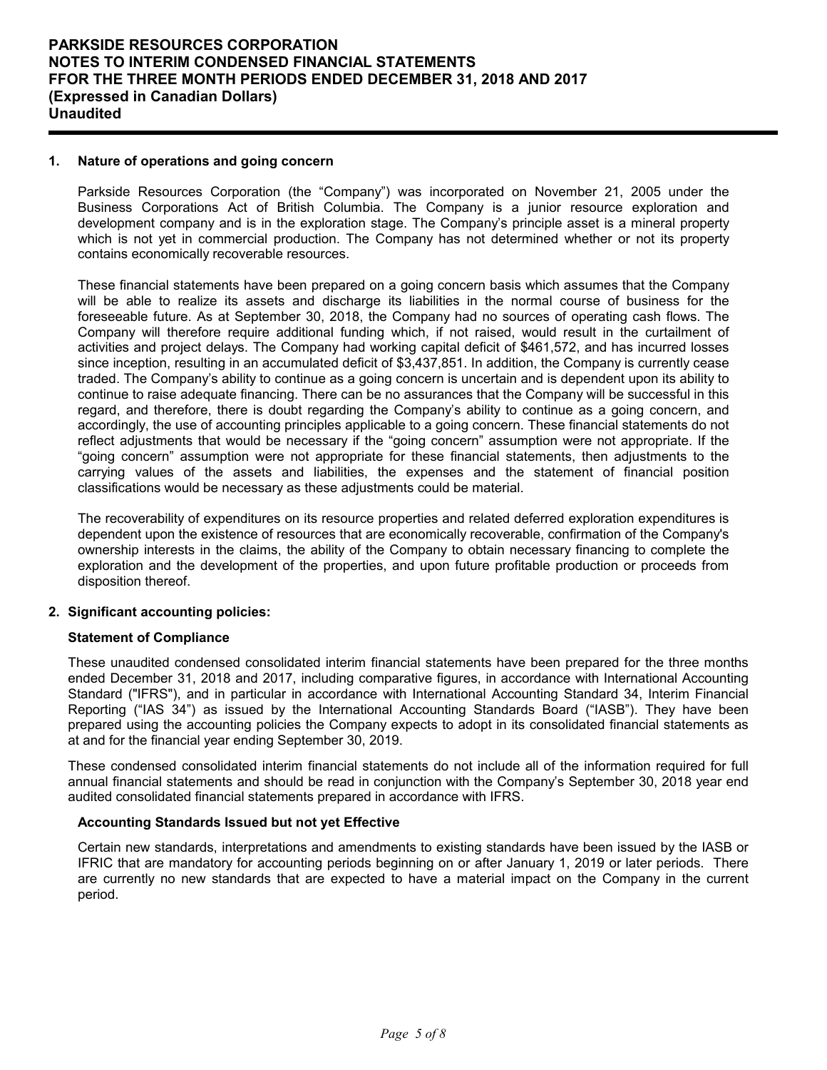## 1. Nature of operations and going concern

Parkside Resources Corporation (the "Company") was incorporated on November 21, 2005 under the Business Corporations Act of British Columbia. The Company is a junior resource exploration and development company and is in the exploration stage. The Company's principle asset is a mineral property which is not yet in commercial production. The Company has not determined whether or not its property contains economically recoverable resources.

These financial statements have been prepared on a going concern basis which assumes that the Company will be able to realize its assets and discharge its liabilities in the normal course of business for the foreseeable future. As at September 30, 2018, the Company had no sources of operating cash flows. The Company will therefore require additional funding which, if not raised, would result in the curtailment of activities and project delays. The Company had working capital deficit of $461,572, and has incurred losses since inception, resulting in an accumulated deficit of $3,437,851. In addition, the Company is currently cease traded. The Company's ability to continue as a going concern is uncertain and is dependent upon its ability to continue to raise adequate financing. There can be no assurances that the Company will be successful in this regard, and therefore, there is doubt regarding the Company's ability to continue as a going concern, and accordingly, the use of accounting principles applicable to a going concern. These financial statements do not reflect adjustments that would be necessary if the "going concern" assumption were not appropriate. If the "going concern" assumption were not appropriate for these financial statements, then adjustments to the carrying values of the assets and liabilities, the expenses and the statement of financial position classifications would be necessary as these adjustments could be material.

The recoverability of expenditures on its resource properties and related deferred exploration expenditures is dependent upon the existence of resources that are economically recoverable, confirmation of the Company's ownership interests in the claims, the ability of the Company to obtain necessary financing to complete the exploration and the development of the properties, and upon future profitable production or proceeds from disposition thereof.

## 2. Significant accounting policies:

### Statement of Compliance

These unaudited condensed consolidated interim financial statements have been prepared for the three months ended December 31, 2018 and 2017, including comparative figures, in accordance with International Accounting Standard ("IFRS"), and in particular in accordance with International Accounting Standard 34, Interim Financial Reporting ("IAS 34") as issued by the International Accounting Standards Board ("IASB"). They have been prepared using the accounting policies the Company expects to adopt in its consolidated financial statements as at and for the financial year ending September 30, 2019.

These condensed consolidated interim financial statements do not include all of the information required for full annual financial statements and should be read in conjunction with the Company's September 30, 2018 year end audited consolidated financial statements prepared in accordance with IFRS.

### Accounting Standards Issued but not yet Effective

Certain new standards, interpretations and amendments to existing standards have been issued by the IASB or IFRIC that are mandatory for accounting periods beginning on or after January 1, 2019 or later periods. There are currently no new standards that are expected to have a material impact on the Company in the current period.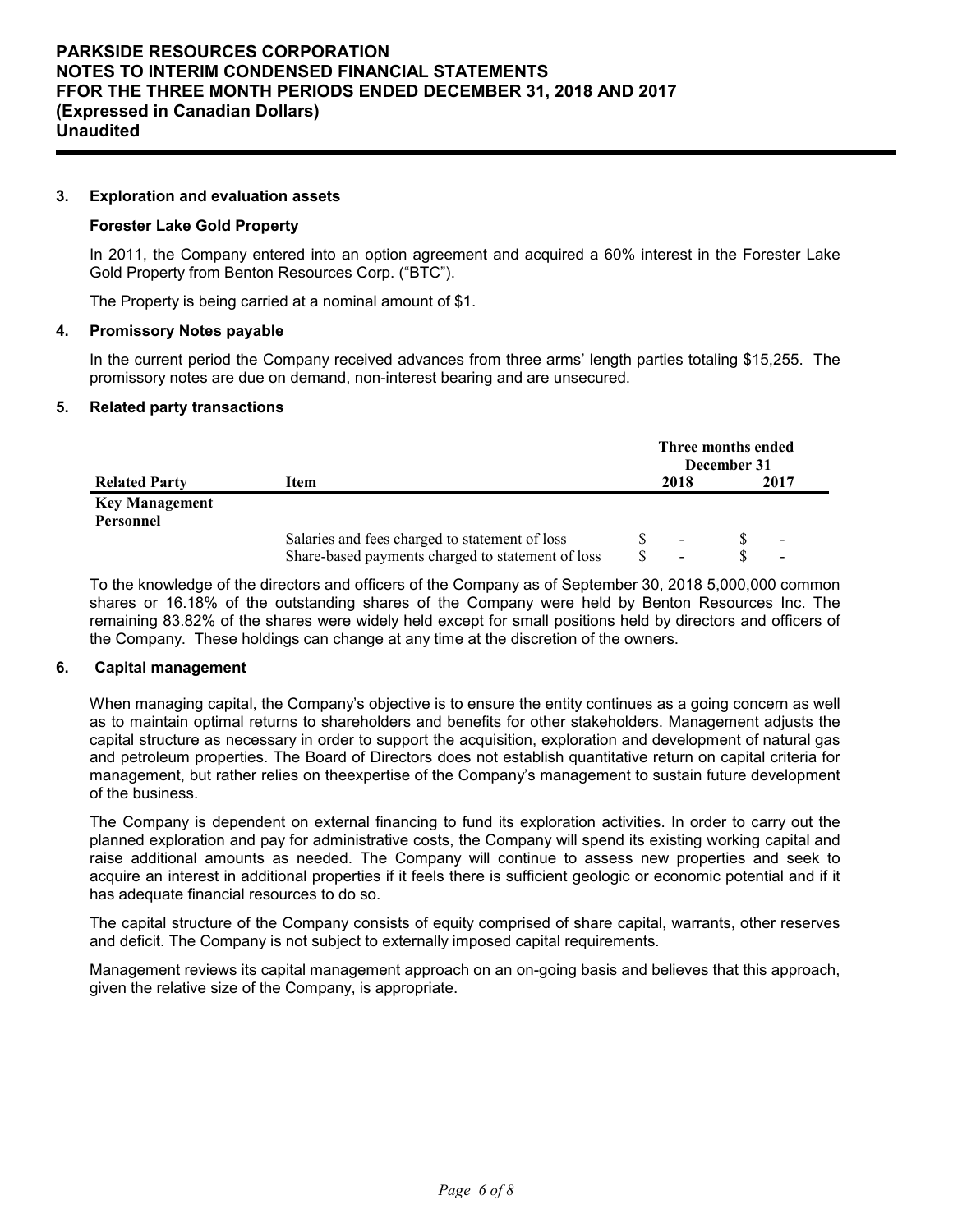## 3. Exploration and evaluation assets

### Forester Lake Gold Property

In 2011, the Company entered into an option agreement and acquired a 60% interest in the Forester Lake Gold Property from Benton Resources Corp. ("BTC").

The Property is being carried at a nominal amount of $1.

## 4. Promissory Notes payable

In the current period the Company received advances from three arms' length parties totaling $15,255. The promissory notes are due on demand, non-interest bearing and are unsecured.

## 5. Related party transactions

| Related Party | Item | Three months ended December 31 2018 | 2017 |
|---|---|---|---|
| **Key Management Personnel** | | | |
| | Salaries and fees charged to statement of loss | $ - | $ - |
| | Share-based payments charged to statement of loss | $ - | $ - |

To the knowledge of the directors and officers of the Company as of September 30, 2018 5,000,000 common shares or 16.18% of the outstanding shares of the Company were held by Benton Resources Inc. The remaining 83.82% of the shares were widely held except for small positions held by directors and officers of the Company. These holdings can change at any time at the discretion of the owners.

## 6. Capital management

When managing capital, the Company's objective is to ensure the entity continues as a going concern as well as to maintain optimal returns to shareholders and benefits for other stakeholders. Management adjusts the capital structure as necessary in order to support the acquisition, exploration and development of natural gas and petroleum properties. The Board of Directors does not establish quantitative return on capital criteria for management, but rather relies on theexpertise of the Company's management to sustain future development of the business.

The Company is dependent on external financing to fund its exploration activities. In order to carry out the planned exploration and pay for administrative costs, the Company will spend its existing working capital and raise additional amounts as needed. The Company will continue to assess new properties and seek to acquire an interest in additional properties if it feels there is sufficient geologic or economic potential and if it has adequate financial resources to do so.

The capital structure of the Company consists of equity comprised of share capital, warrants, other reserves and deficit. The Company is not subject to externally imposed capital requirements.

Management reviews its capital management approach on an on-going basis and believes that this approach, given the relative size of the Company, is appropriate.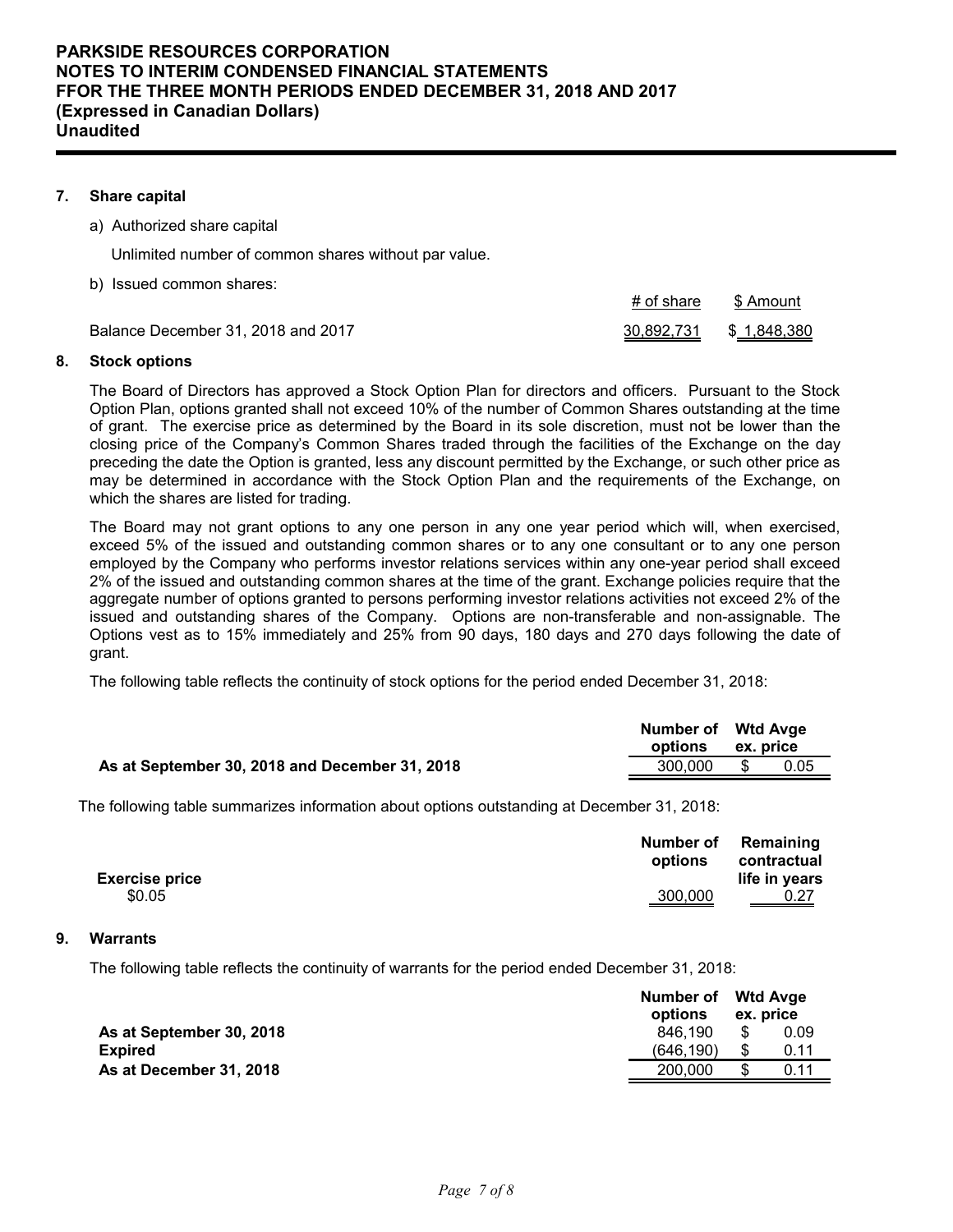## 7. Share capital

a) Authorized share capital

Unlimited number of common shares without par value.

b) Issued common shares:

| | # of share | $ Amount |
|---|---|---|
| Balance December 31, 2018 and 2017 | 30,892,731 | $ 1,848,380 |

## 8. Stock options

The Board of Directors has approved a Stock Option Plan for directors and officers. Pursuant to the Stock Option Plan, options granted shall not exceed 10% of the number of Common Shares outstanding at the time of grant. The exercise price as determined by the Board in its sole discretion, must not be lower than the closing price of the Company's Common Shares traded through the facilities of the Exchange on the day preceding the date the Option is granted, less any discount permitted by the Exchange, or such other price as may be determined in accordance with the Stock Option Plan and the requirements of the Exchange, on which the shares are listed for trading.

The Board may not grant options to any one person in any one year period which will, when exercised, exceed 5% of the issued and outstanding common shares or to any one consultant or to any one person employed by the Company who performs investor relations services within any one-year period shall exceed 2% of the issued and outstanding common shares at the time of the grant. Exchange policies require that the aggregate number of options granted to persons performing investor relations activities not exceed 2% of the issued and outstanding shares of the Company. Options are non-transferable and non-assignable. The Options vest as to 15% immediately and 25% from 90 days, 180 days and 270 days following the date of grant.

The following table reflects the continuity of stock options for the period ended December 31, 2018:

| | Number of options | Wtd Avge ex. price |
|---|---|---|
| **As at September 30, 2018 and December 31, 2018** | 300,000 | $ 0.05 |

The following table summarizes information about options outstanding at December 31, 2018:

| Exercise price | Number of options | Remaining contractual life in years |
|---|---|---|
| $0.05 | 300,000 | 0.27 |

## 9. Warrants

The following table reflects the continuity of warrants for the period ended December 31, 2018:

| | Number of options | Wtd Avge ex. price |
|---|---|---|
| **As at September 30, 2018** | 846,190 | $ 0.09 |
| **Expired** | (646,190) | $ 0.11 |
| **As at December 31, 2018** | 200,000 | $ 0.11 |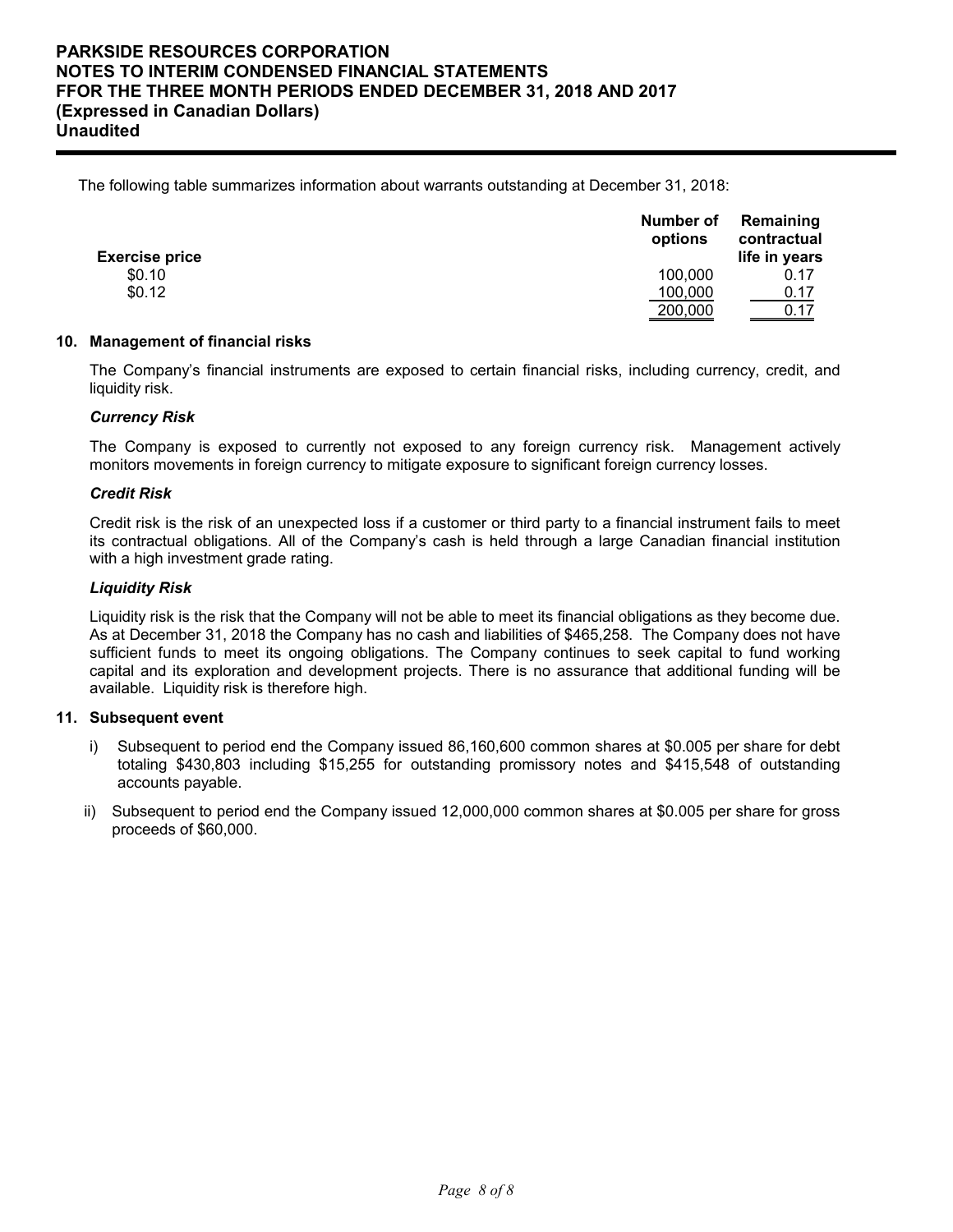The following table summarizes information about warrants outstanding at December 31, 2018:

| Exercise price | Number of options | Remaining contractual life in years |
|---|---|---|
| $0.10 | 100,000 | 0.17 |
| $0.12 | 100,000 | 0.17 |
| | 200,000 | 0.17 |

## 10. Management of financial risks

The Company's financial instruments are exposed to certain financial risks, including currency, credit, and liquidity risk.

### *Currency Risk*

The Company is exposed to currently not exposed to any foreign currency risk. Management actively monitors movements in foreign currency to mitigate exposure to significant foreign currency losses.

### *Credit Risk*

Credit risk is the risk of an unexpected loss if a customer or third party to a financial instrument fails to meet its contractual obligations. All of the Company's cash is held through a large Canadian financial institution with a high investment grade rating.

### *Liquidity Risk*

Liquidity risk is the risk that the Company will not be able to meet its financial obligations as they become due. As at December 31, 2018 the Company has no cash and liabilities of $465,258. The Company does not have sufficient funds to meet its ongoing obligations. The Company continues to seek capital to fund working capital and its exploration and development projects. There is no assurance that additional funding will be available. Liquidity risk is therefore high.

## 11. Subsequent event

i) Subsequent to period end the Company issued 86,160,600 common shares at $0.005 per share for debt totaling $430,803 including $15,255 for outstanding promissory notes and $415,548 of outstanding accounts payable.

ii) Subsequent to period end the Company issued 12,000,000 common shares at $0.005 per share for gross proceeds of $60,000.